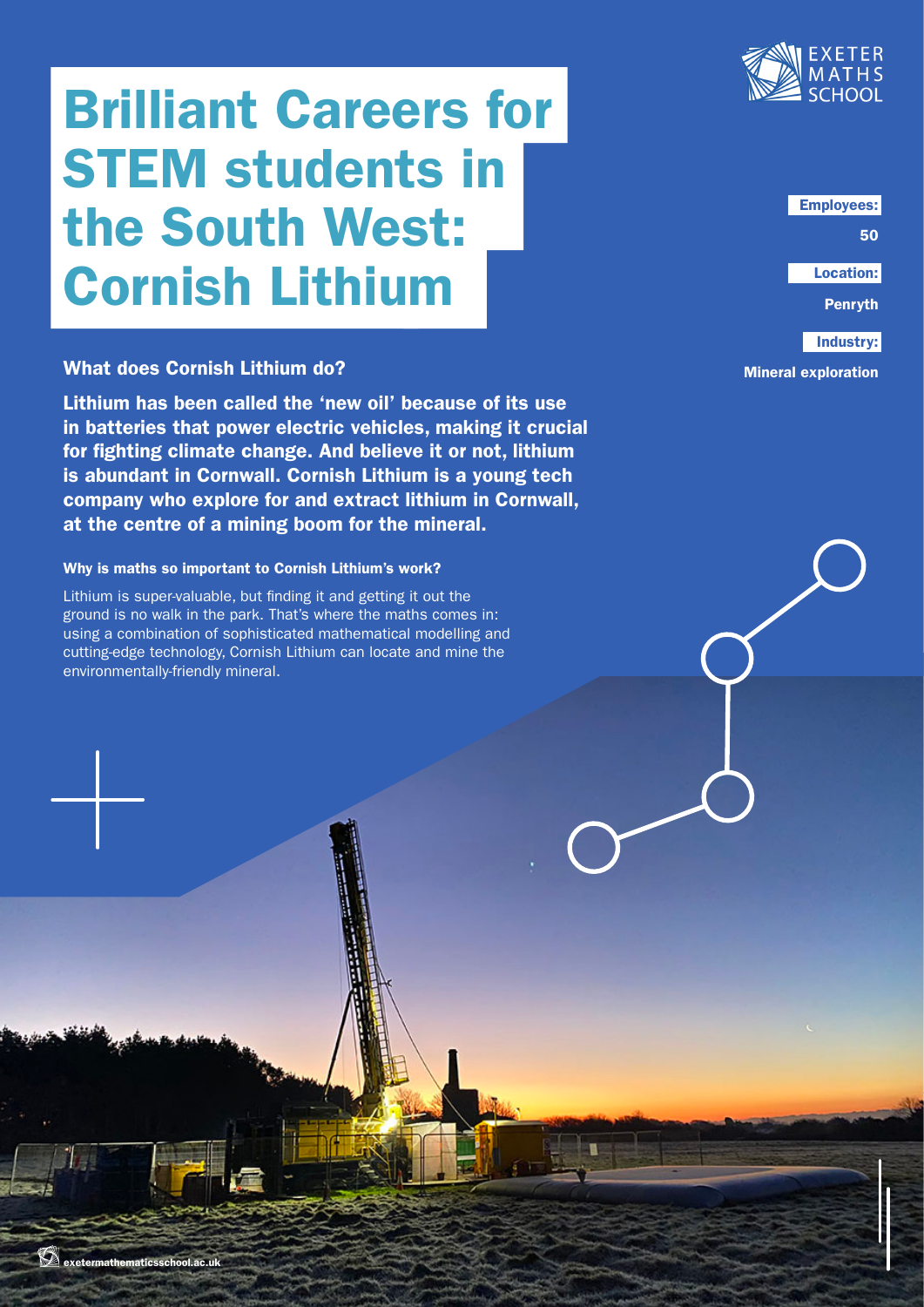# Brilliant Careers for STEM students in the South West: Cornish Lithium

**Employees:**

**50**

**Location:**

**Penryth**

**Industry:**

**Mineral exploration**

### What does Cornish Lithium do?

**Lithium has been called the 'new oil' because of its use in batteries that power electric vehicles, making it crucial for fighting climate change. And believe it or not, lithium is abundant in Cornwall. Cornish Lithium is a young tech company who explore for and extract lithium in Cornwall, at the centre of a mining boom for the mineral.**

#### Why is maths so important to Cornish Lithium's work?

Lithium is super-valuable, but finding it and getting it out the ground is no walk in the park. That's where the maths comes in: using a combination of sophisticated mathematical modelling and cutting-edge technology, Cornish Lithium can locate and mine the environmentally-friendly mineral.

exetermathematicsschool.ac.uk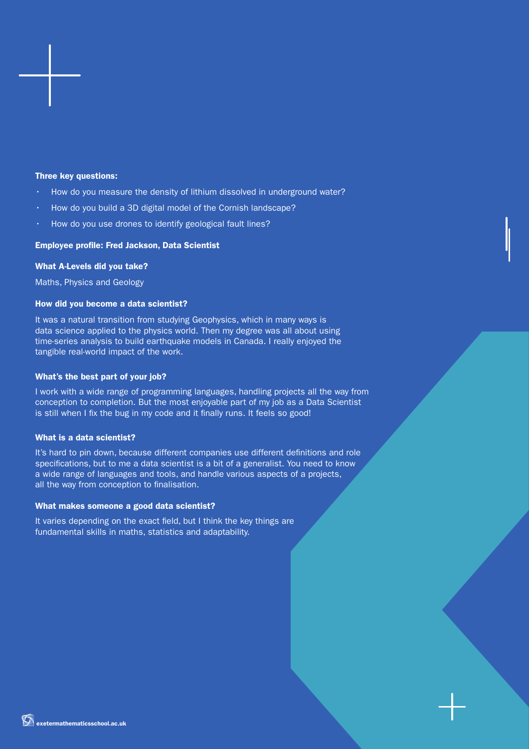**Three key questions:**

- How do you measure the density of lithium dissolved in underground water?
- How do you build a 3D digital model of the Cornish landscape?
- How do you use drones to identify geological fault lines?

**Employee profile: Fred Jackson, Data Scientist**

**What A-Levels did you take?**

Maths, Physics and Geology

**How did you become a data scientist?**

It was a natural transition from studying Geophysics, which in many ways is data science applied to the physics world. Then my degree was all about using time-series analysis to build earthquake models in Canada. I really enjoyed the tangible real-world impact of the work.

**What's the best part of your job?**

I work with a wide range of programming languages, handling projects all the way from conception to completion. But the most enjoyable part of my job as a Data Scientist is still when I fix the bug in my code and it finally runs. It feels so good!

**What is a data scientist?**

It's hard to pin down, because different companies use different definitions and role specifications, but to me a data scientist is a bit of a generalist. You need to know a wide range of languages and tools, and handle various aspects of a projects, all the way from conception to finalisation.

**What makes someone a good data scientist?**

It varies depending on the exact field, but I think the key things are fundamental skills in maths, statistics and adaptability.

exetermathematicsschool.ac.uk